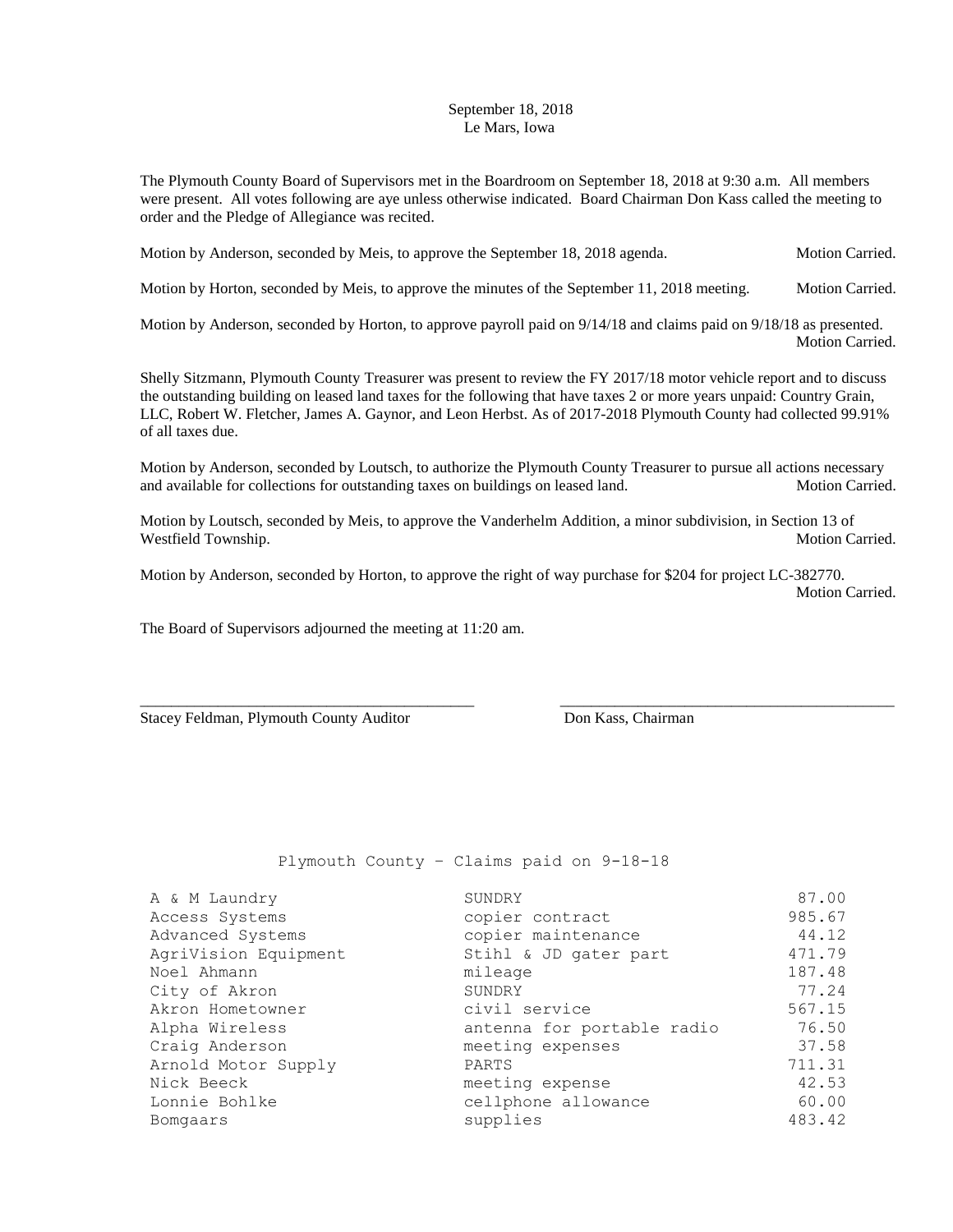September 18, 2018
Le Mars, Iowa

The Plymouth County Board of Supervisors met in the Boardroom on September 18, 2018 at 9:30 a.m. All members were present. All votes following are aye unless otherwise indicated. Board Chairman Don Kass called the meeting to order and the Pledge of Allegiance was recited.

Motion by Anderson, seconded by Meis, to approve the September 18, 2018 agenda. Motion Carried.

Motion by Horton, seconded by Meis, to approve the minutes of the September 11, 2018 meeting. Motion Carried.

Motion by Anderson, seconded by Horton, to approve payroll paid on 9/14/18 and claims paid on 9/18/18 as presented. Motion Carried.

Shelly Sitzmann, Plymouth County Treasurer was present to review the FY 2017/18 motor vehicle report and to discuss the outstanding building on leased land taxes for the following that have taxes 2 or more years unpaid: Country Grain, LLC, Robert W. Fletcher, James A. Gaynor, and Leon Herbst. As of 2017-2018 Plymouth County had collected 99.91% of all taxes due.

Motion by Anderson, seconded by Loutsch, to authorize the Plymouth County Treasurer to pursue all actions necessary and available for collections for outstanding taxes on buildings on leased land. Motion Carried.

Motion by Loutsch, seconded by Meis, to approve the Vanderhelm Addition, a minor subdivision, in Section 13 of Westfield Township. Motion Carried.

Motion by Anderson, seconded by Horton, to approve the right of way purchase for $204 for project LC-382770. Motion Carried.

The Board of Supervisors adjourned the meeting at 11:20 am.

\_\_\_\_\_\_\_\_\_\_\_\_\_\_\_\_\_\_\_\_\_\_\_\_\_\_\_\_\_\_\_\_\_\_\_\_\_\_\_\_ \_\_\_\_\_\_\_\_\_\_\_\_\_\_\_\_\_\_\_\_\_\_\_\_\_\_\_\_\_\_\_\_\_\_\_\_\_\_\_\_

Stacey Feldman, Plymouth County Auditor Don Kass, Chairman

Plymouth County – Claims paid on 9-18-18

| | | |
|---|---|---|
| A & M Laundry | SUNDRY | 87.00 |
| Access Systems | copier contract | 985.67 |
| Advanced Systems | copier maintenance | 44.12 |
| AgriVision Equipment | Stihl & JD gater part | 471.79 |
| Noel Ahmann | mileage | 187.48 |
| City of Akron | SUNDRY | 77.24 |
| Akron Hometowner | civil service | 567.15 |
| Alpha Wireless | antenna for portable radio | 76.50 |
| Craig Anderson | meeting expenses | 37.58 |
| Arnold Motor Supply | PARTS | 711.31 |
| Nick Beeck | meeting expense | 42.53 |
| Lonnie Bohlke | cellphone allowance | 60.00 |
| Bomgaars | supplies | 483.42 |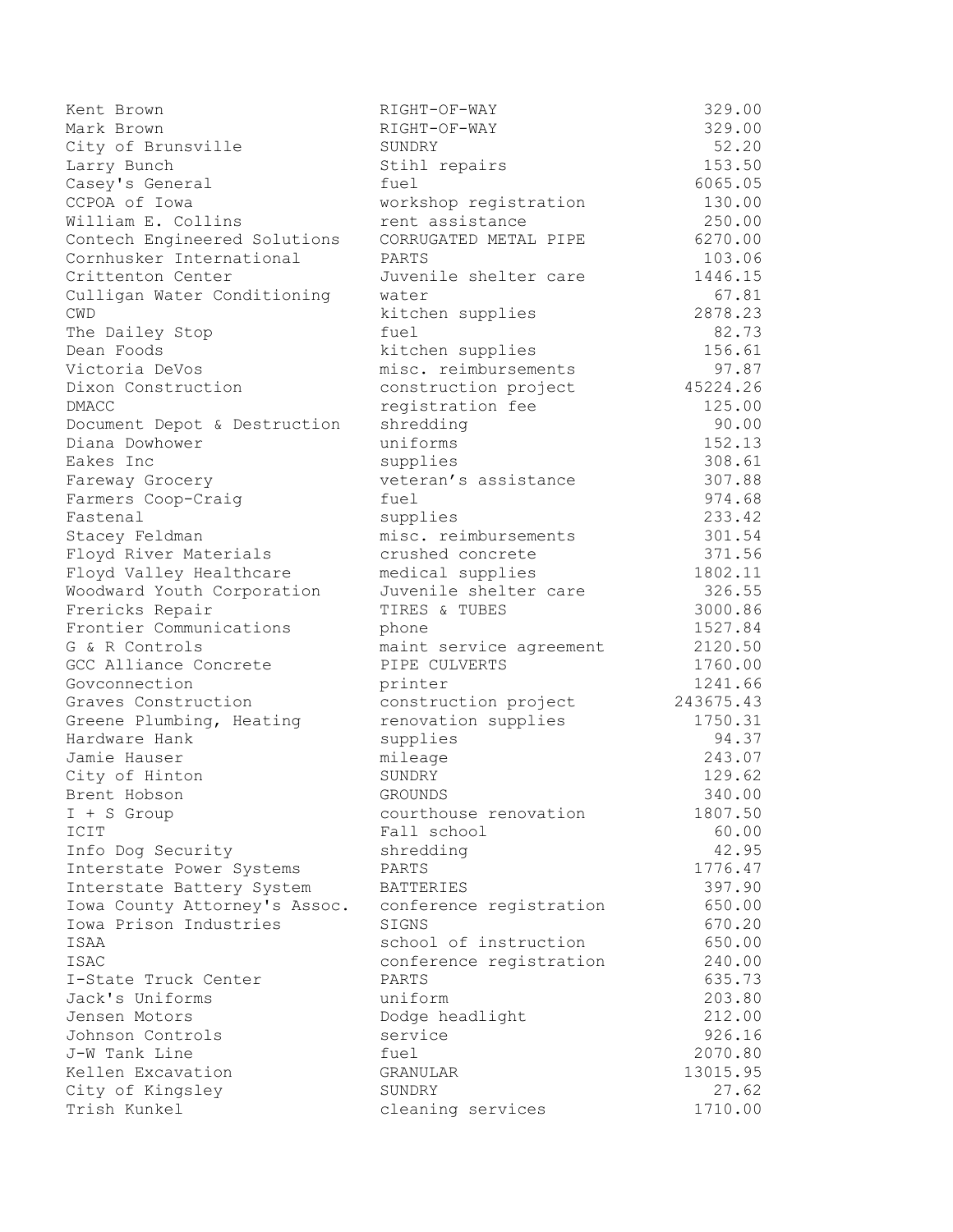| | | |
|---|---|---|
| Kent Brown | RIGHT-OF-WAY | 329.00 |
| Mark Brown | RIGHT-OF-WAY | 329.00 |
| City of Brunsville | SUNDRY | 52.20 |
| Larry Bunch | Stihl repairs | 153.50 |
| Casey's General | fuel | 6065.05 |
| CCPOA of Iowa | workshop registration | 130.00 |
| William E. Collins | rent assistance | 250.00 |
| Contech Engineered Solutions | CORRUGATED METAL PIPE | 6270.00 |
| Cornhusker International | PARTS | 103.06 |
| Crittenton Center | Juvenile shelter care | 1446.15 |
| Culligan Water Conditioning | water | 67.81 |
| CWD | kitchen supplies | 2878.23 |
| The Dailey Stop | fuel | 82.73 |
| Dean Foods | kitchen supplies | 156.61 |
| Victoria DeVos | misc. reimbursements | 97.87 |
| Dixon Construction | construction project | 45224.26 |
| DMACC | registration fee | 125.00 |
| Document Depot & Destruction | shredding | 90.00 |
| Diana Dowhower | uniforms | 152.13 |
| Eakes Inc | supplies | 308.61 |
| Fareway Grocery | veteran's assistance | 307.88 |
| Farmers Coop-Craig | fuel | 974.68 |
| Fastenal | supplies | 233.42 |
| Stacey Feldman | misc. reimbursements | 301.54 |
| Floyd River Materials | crushed concrete | 371.56 |
| Floyd Valley Healthcare | medical supplies | 1802.11 |
| Woodward Youth Corporation | Juvenile shelter care | 326.55 |
| Frericks Repair | TIRES & TUBES | 3000.86 |
| Frontier Communications | phone | 1527.84 |
| G & R Controls | maint service agreement | 2120.50 |
| GCC Alliance Concrete | PIPE CULVERTS | 1760.00 |
| Govconnection | printer | 1241.66 |
| Graves Construction | construction project | 243675.43 |
| Greene Plumbing, Heating | renovation supplies | 1750.31 |
| Hardware Hank | supplies | 94.37 |
| Jamie Hauser | mileage | 243.07 |
| City of Hinton | SUNDRY | 129.62 |
| Brent Hobson | GROUNDS | 340.00 |
| I + S Group | courthouse renovation | 1807.50 |
| ICIT | Fall school | 60.00 |
| Info Dog Security | shredding | 42.95 |
| Interstate Power Systems | PARTS | 1776.47 |
| Interstate Battery System | BATTERIES | 397.90 |
| Iowa County Attorney's Assoc. | conference registration | 650.00 |
| Iowa Prison Industries | SIGNS | 670.20 |
| ISAA | school of instruction | 650.00 |
| ISAC | conference registration | 240.00 |
| I-State Truck Center | PARTS | 635.73 |
| Jack's Uniforms | uniform | 203.80 |
| Jensen Motors | Dodge headlight | 212.00 |
| Johnson Controls | service | 926.16 |
| J-W Tank Line | fuel | 2070.80 |
| Kellen Excavation | GRANULAR | 13015.95 |
| City of Kingsley | SUNDRY | 27.62 |
| Trish Kunkel | cleaning services | 1710.00 |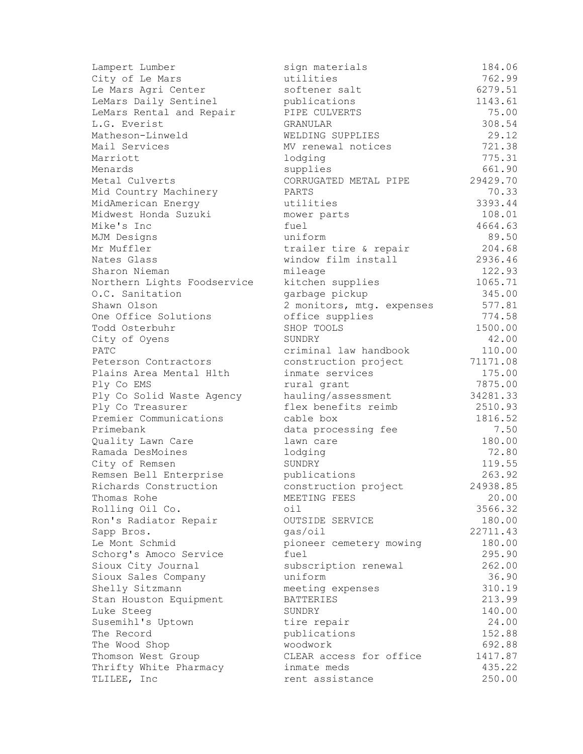| | | |
|---|---|---|
| Lampert Lumber | sign materials | 184.06 |
| City of Le Mars | utilities | 762.99 |
| Le Mars Agri Center | softener salt | 6279.51 |
| LeMars Daily Sentinel | publications | 1143.61 |
| LeMars Rental and Repair | PIPE CULVERTS | 75.00 |
| L.G. Everist | GRANULAR | 308.54 |
| Matheson-Linweld | WELDING SUPPLIES | 29.12 |
| Mail Services | MV renewal notices | 721.38 |
| Marriott | lodging | 775.31 |
| Menards | supplies | 661.90 |
| Metal Culverts | CORRUGATED METAL PIPE | 29429.70 |
| Mid Country Machinery | PARTS | 70.33 |
| MidAmerican Energy | utilities | 3393.44 |
| Midwest Honda Suzuki | mower parts | 108.01 |
| Mike's Inc | fuel | 4664.63 |
| MJM Designs | uniform | 89.50 |
| Mr Muffler | trailer tire & repair | 204.68 |
| Nates Glass | window film install | 2936.46 |
| Sharon Nieman | mileage | 122.93 |
| Northern Lights Foodservice | kitchen supplies | 1065.71 |
| O.C. Sanitation | garbage pickup | 345.00 |
| Shawn Olson | 2 monitors, mtg. expenses | 577.81 |
| One Office Solutions | office supplies | 774.58 |
| Todd Osterbuhr | SHOP TOOLS | 1500.00 |
| City of Oyens | SUNDRY | 42.00 |
| PATC | criminal law handbook | 110.00 |
| Peterson Contractors | construction project | 71171.08 |
| Plains Area Mental Hlth | inmate services | 175.00 |
| Ply Co EMS | rural grant | 7875.00 |
| Ply Co Solid Waste Agency | hauling/assessment | 34281.33 |
| Ply Co Treasurer | flex benefits reimb | 2510.93 |
| Premier Communications | cable box | 1816.52 |
| Primebank | data processing fee | 7.50 |
| Quality Lawn Care | lawn care | 180.00 |
| Ramada DesMoines | lodging | 72.80 |
| City of Remsen | SUNDRY | 119.55 |
| Remsen Bell Enterprise | publications | 263.92 |
| Richards Construction | construction project | 24938.85 |
| Thomas Rohe | MEETING FEES | 20.00 |
| Rolling Oil Co. | oil | 3566.32 |
| Ron's Radiator Repair | OUTSIDE SERVICE | 180.00 |
| Sapp Bros. | gas/oil | 22711.43 |
| Le Mont Schmid | pioneer cemetery mowing | 180.00 |
| Schorg's Amoco Service | fuel | 295.90 |
| Sioux City Journal | subscription renewal | 262.00 |
| Sioux Sales Company | uniform | 36.90 |
| Shelly Sitzmann | meeting expenses | 310.19 |
| Stan Houston Equipment | BATTERIES | 213.99 |
| Luke Steeg | SUNDRY | 140.00 |
| Susemihl's Uptown | tire repair | 24.00 |
| The Record | publications | 152.88 |
| The Wood Shop | woodwork | 692.88 |
| Thomson West Group | CLEAR access for office | 1417.87 |
| Thrifty White Pharmacy | inmate meds | 435.22 |
| TLILEE, Inc | rent assistance | 250.00 |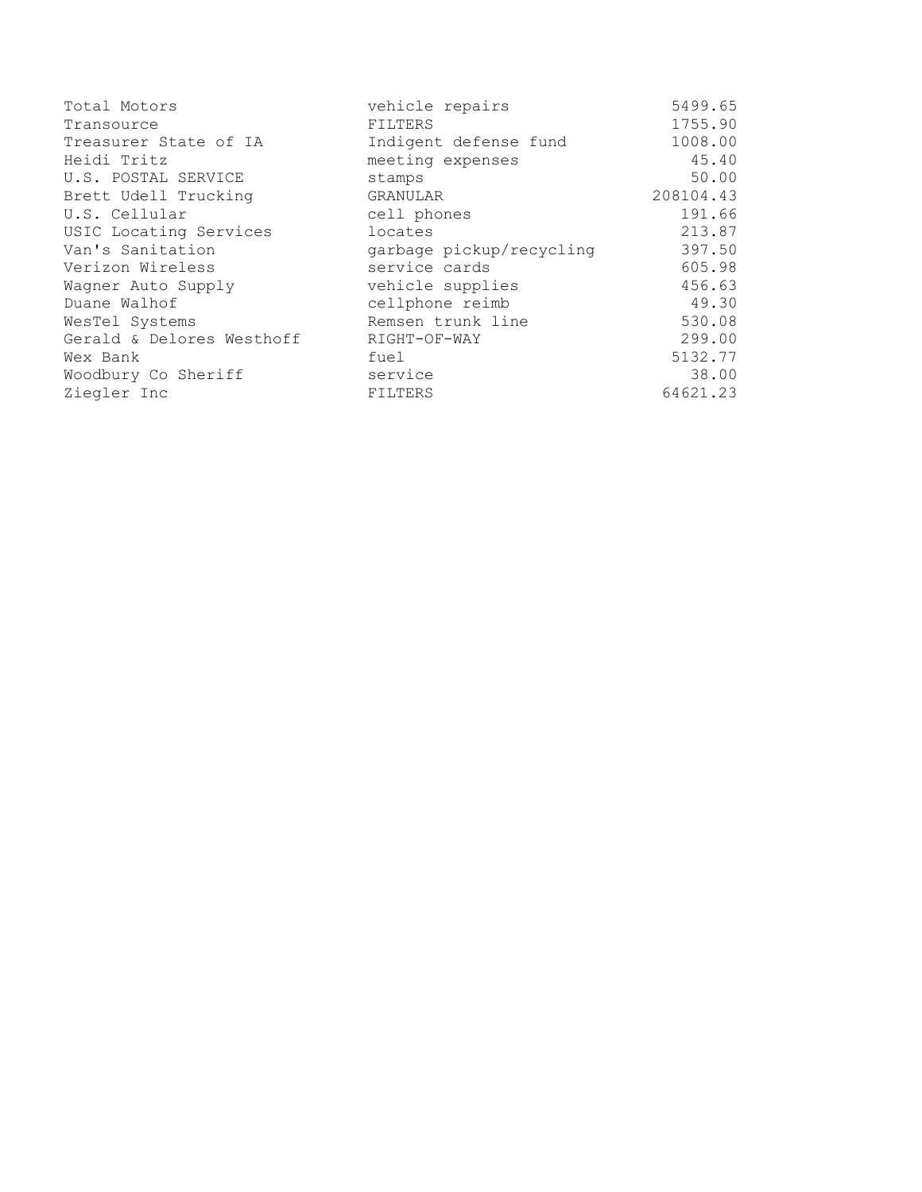| | | |
|---|---|---|
| Total Motors | vehicle repairs | 5499.65 |
| Transource | FILTERS | 1755.90 |
| Treasurer State of IA | Indigent defense fund | 1008.00 |
| Heidi Tritz | meeting expenses | 45.40 |
| U.S. POSTAL SERVICE | stamps | 50.00 |
| Brett Udell Trucking | GRANULAR | 208104.43 |
| U.S. Cellular | cell phones | 191.66 |
| USIC Locating Services | locates | 213.87 |
| Van's Sanitation | garbage pickup/recycling | 397.50 |
| Verizon Wireless | service cards | 605.98 |
| Wagner Auto Supply | vehicle supplies | 456.63 |
| Duane Walhof | cellphone reimb | 49.30 |
| WesTel Systems | Remsen trunk line | 530.08 |
| Gerald & Delores Westhoff | RIGHT-OF-WAY | 299.00 |
| Wex Bank | fuel | 5132.77 |
| Woodbury Co Sheriff | service | 38.00 |
| Ziegler Inc | FILTERS | 64621.23 |